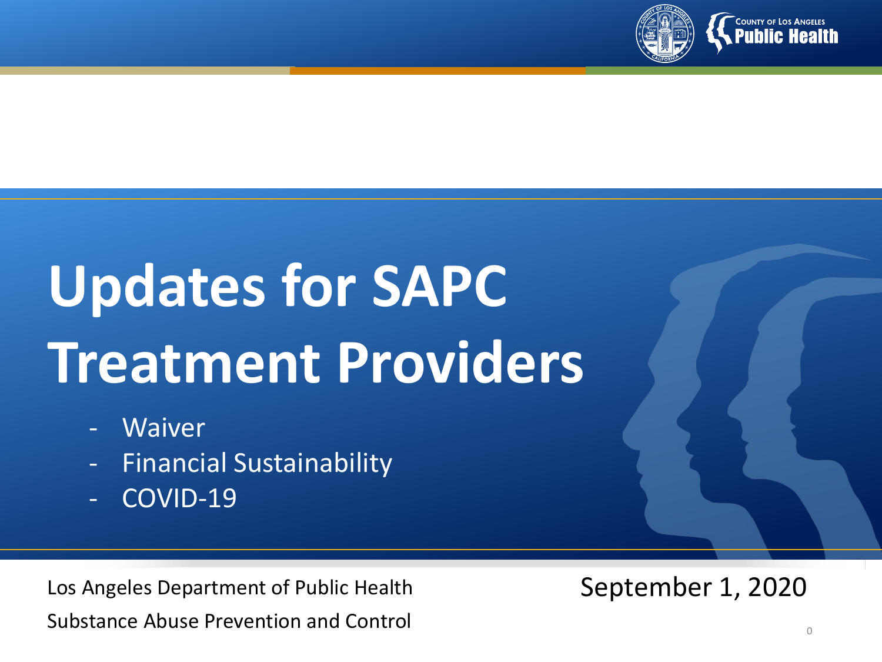COUNTY OF LOS ANGELES
Public Health

# Updates for SAPC Treatment Providers

- Waiver
- Financial Sustainability
- COVID-19

Los Angeles Department of Public Health

Substance Abuse Prevention and Control

September 1, 2020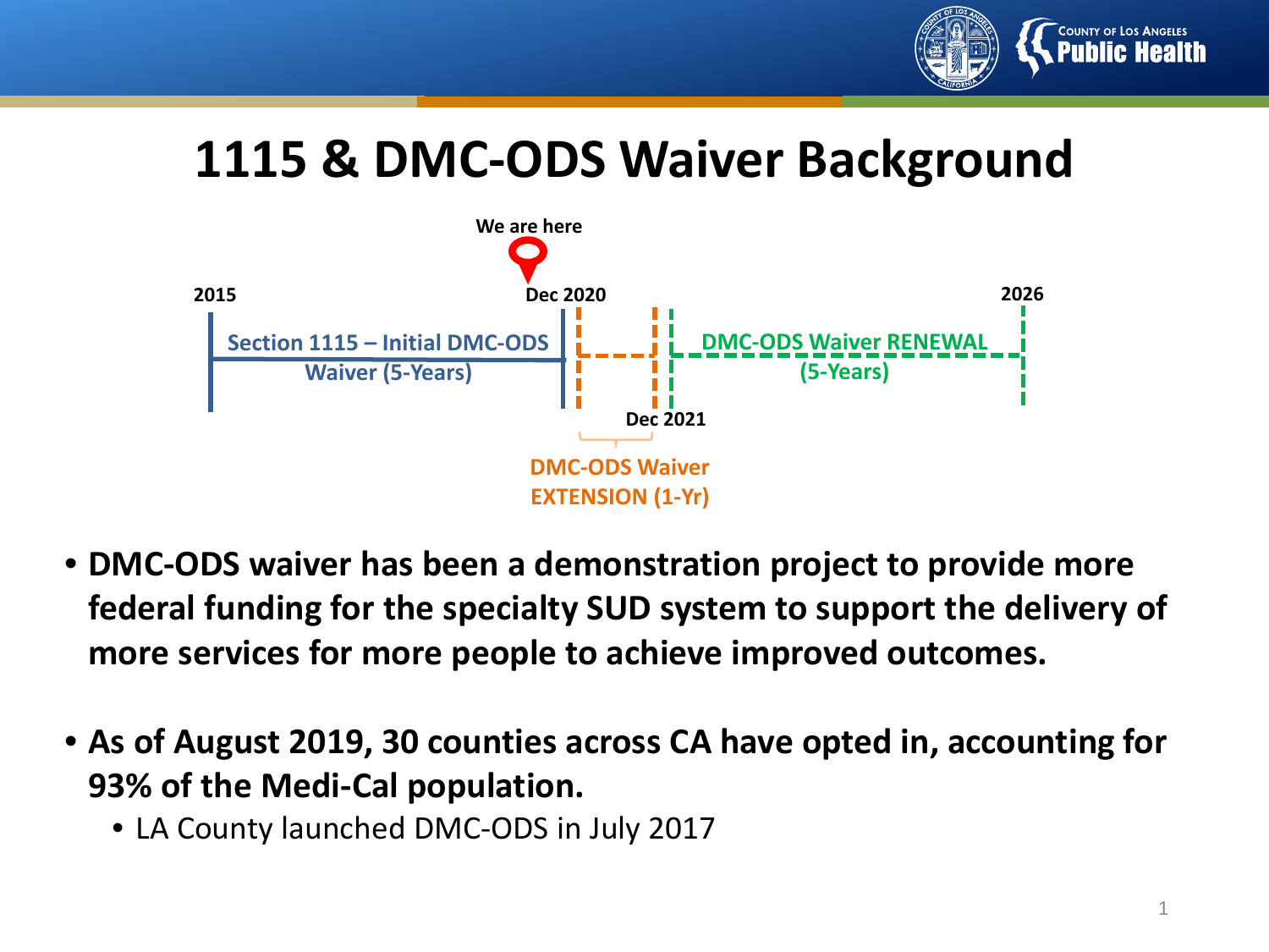# 1115 & DMC-ODS Waiver Background

We are here

2015 | Dec 2020 | Dec 2021 | 2026

Section 1115 – Initial DMC-ODS Waiver (5-Years)

DMC-ODS Waiver EXTENSION (1-Yr)

DMC-ODS Waiver RENEWAL (5-Years)

- **DMC-ODS waiver has been a demonstration project to provide more federal funding for the specialty SUD system to support the delivery of more services for more people to achieve improved outcomes.**
- **As of August 2019, 30 counties across CA have opted in, accounting for 93% of the Medi-Cal population.**
  - LA County launched DMC-ODS in July 2017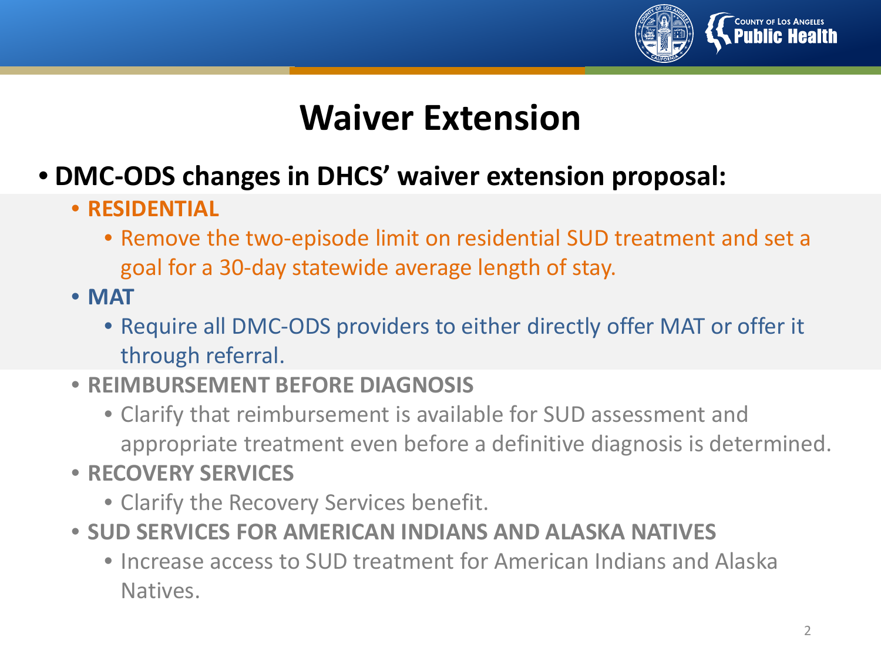# Waiver Extension

- **DMC-ODS changes in DHCS' waiver extension proposal:**
  - **RESIDENTIAL**
    - Remove the two-episode limit on residential SUD treatment and set a goal for a 30-day statewide average length of stay.
  - **MAT**
    - Require all DMC-ODS providers to either directly offer MAT or offer it through referral.
  - **REIMBURSEMENT BEFORE DIAGNOSIS**
    - Clarify that reimbursement is available for SUD assessment and appropriate treatment even before a definitive diagnosis is determined.
  - **RECOVERY SERVICES**
    - Clarify the Recovery Services benefit.
  - **SUD SERVICES FOR AMERICAN INDIANS AND ALASKA NATIVES**
    - Increase access to SUD treatment for American Indians and Alaska Natives.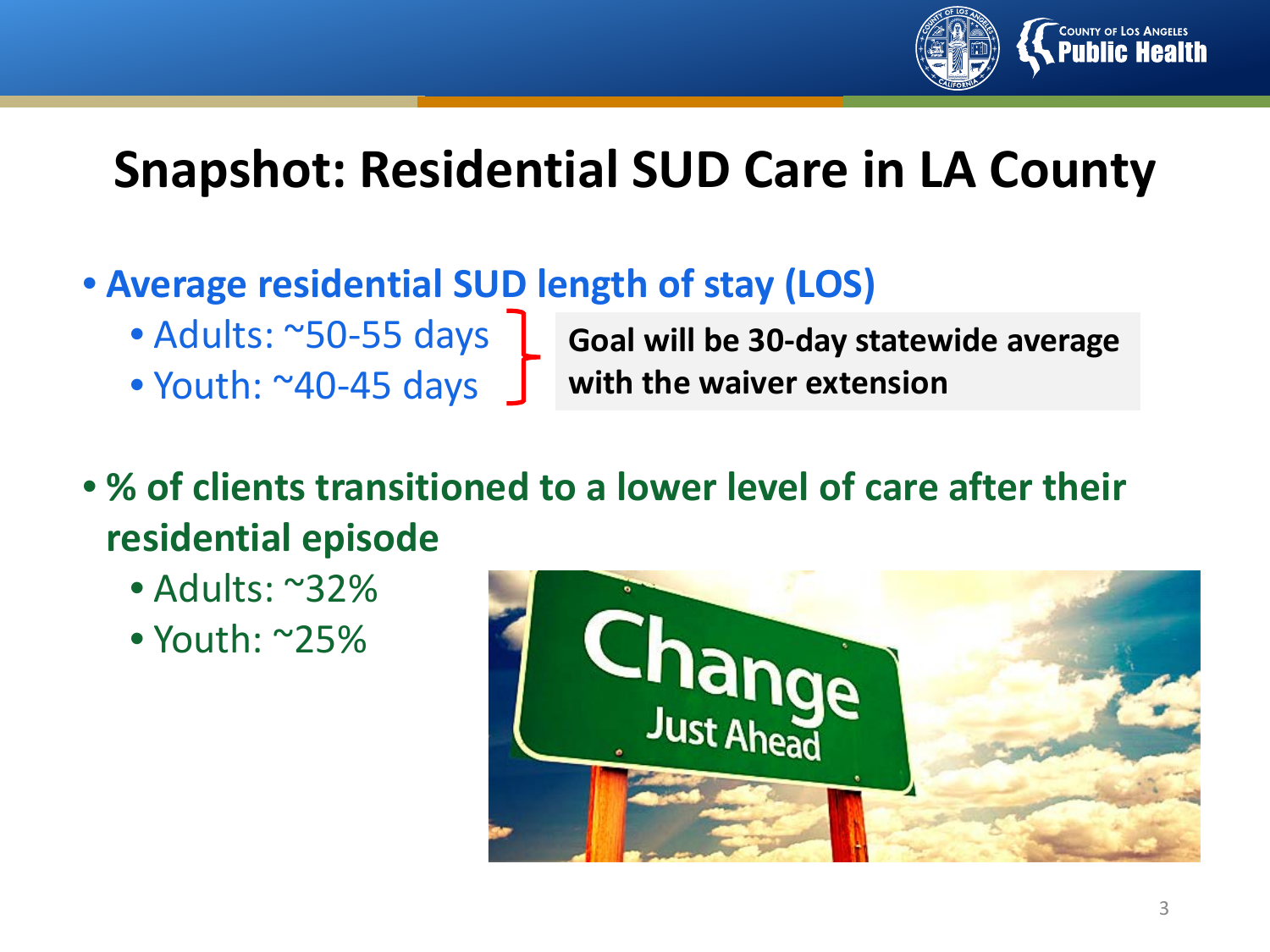# Snapshot: Residential SUD Care in LA County

- **Average residential SUD length of stay (LOS)**
  - Adults: ~50-55 days
  - Youth: ~40-45 days

**Goal will be 30-day statewide average with the waiver extension**

- **% of clients transitioned to a lower level of care after their residential episode**
  - Adults: ~32%
  - Youth: ~25%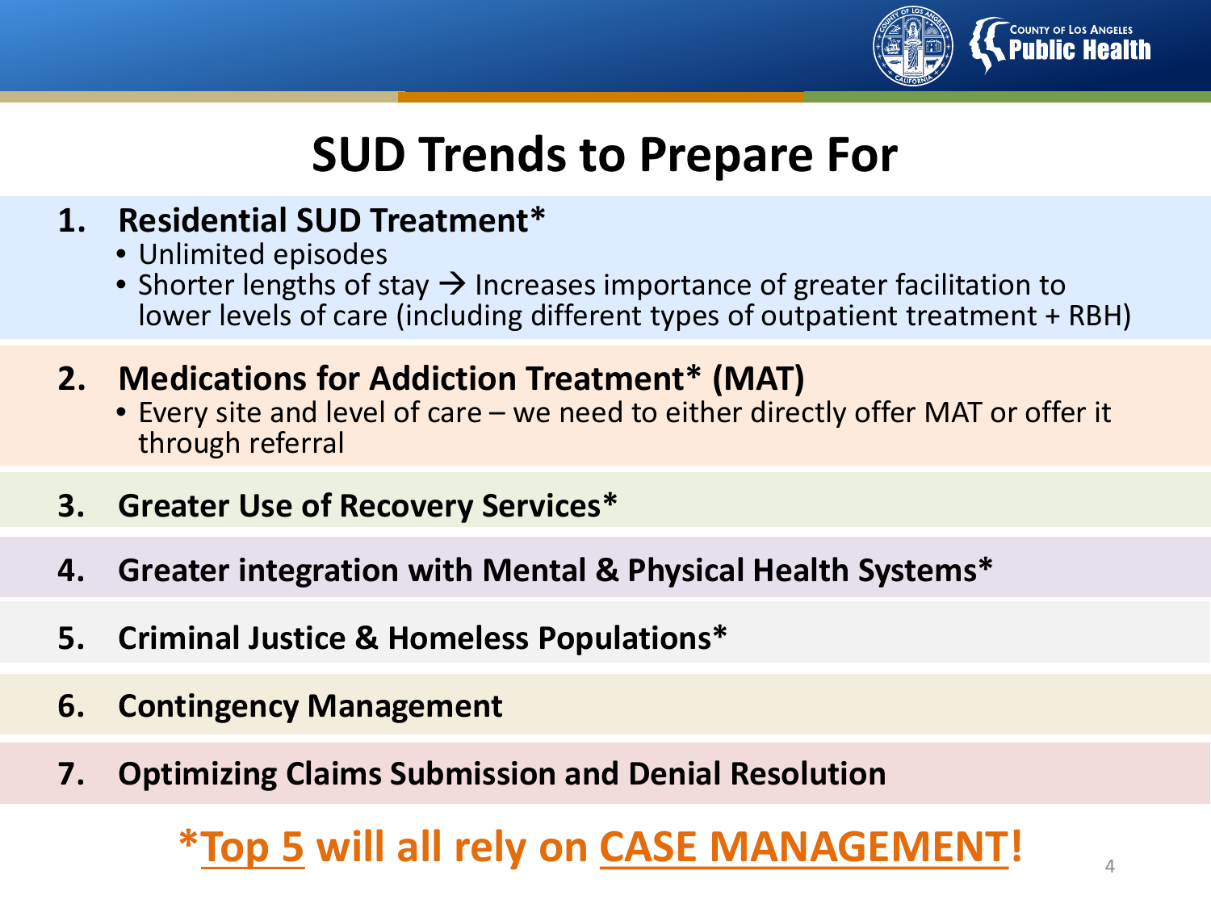# SUD Trends to Prepare For

1. **Residential SUD Treatment***
   - Unlimited episodes
   - Shorter lengths of stay → Increases importance of greater facilitation to lower levels of care (including different types of outpatient treatment + RBH)
2. **Medications for Addiction Treatment* (MAT)**
   - Every site and level of care – we need to either directly offer MAT or offer it through referral
3. **Greater Use of Recovery Services***
4. **Greater integration with Mental & Physical Health Systems***
5. **Criminal Justice & Homeless Populations***
6. **Contingency Management**
7. **Optimizing Claims Submission and Denial Resolution**

**\*Top 5 will all rely on CASE MANAGEMENT!**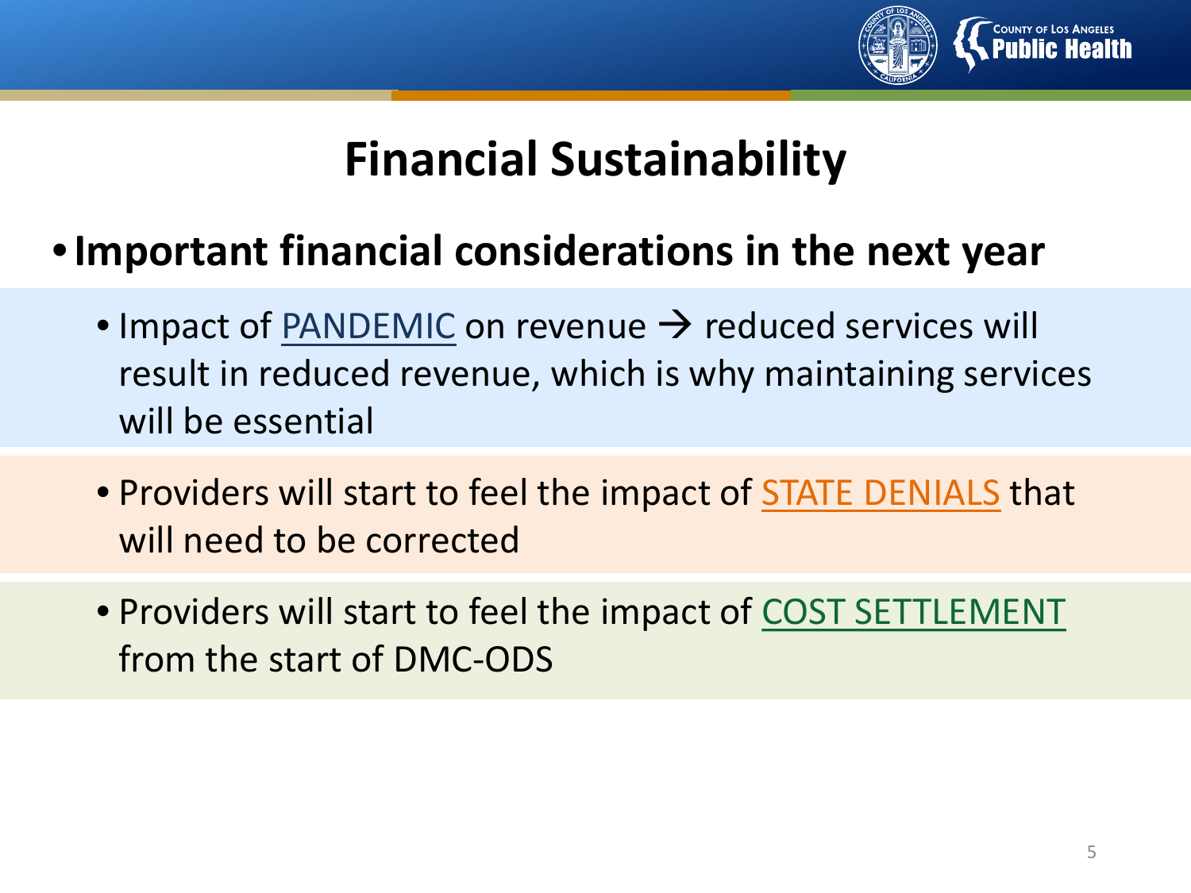# Financial Sustainability

- **Important financial considerations in the next year**
  - Impact of PANDEMIC on revenue → reduced services will result in reduced revenue, which is why maintaining services will be essential
  - Providers will start to feel the impact of STATE DENIALS that will need to be corrected
  - Providers will start to feel the impact of COST SETTLEMENT from the start of DMC-ODS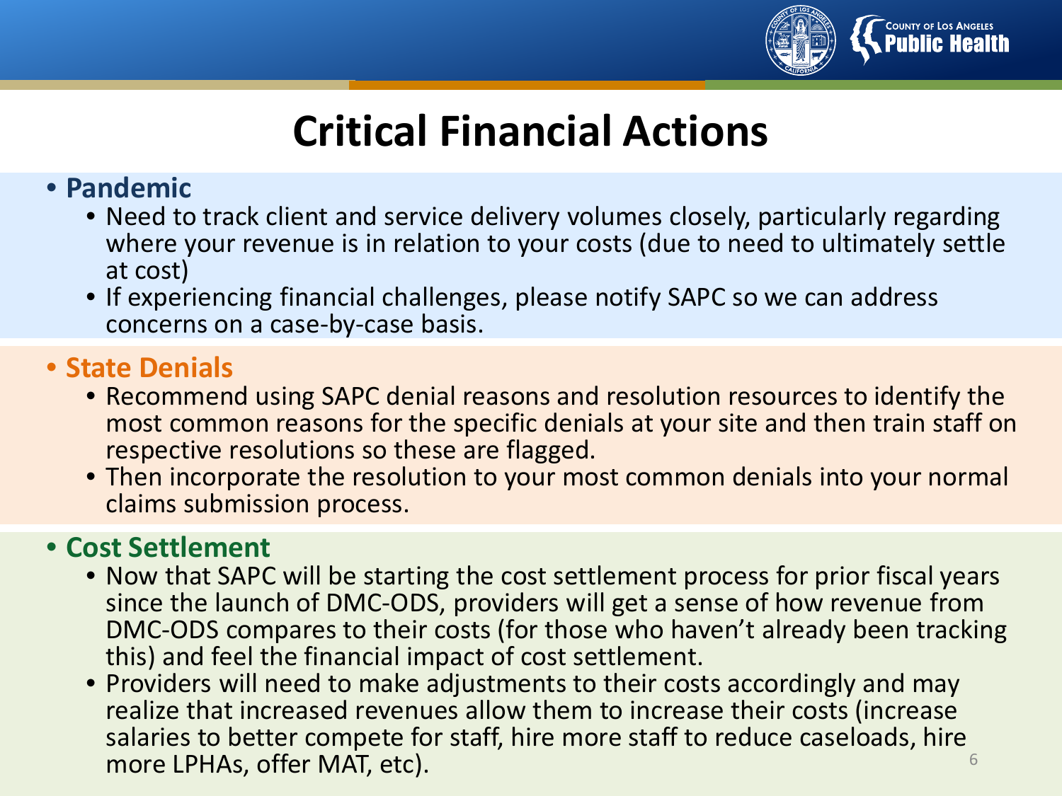# Critical Financial Actions

- **Pandemic**
  - Need to track client and service delivery volumes closely, particularly regarding where your revenue is in relation to your costs (due to need to ultimately settle at cost)
  - If experiencing financial challenges, please notify SAPC so we can address concerns on a case-by-case basis.
- **State Denials**
  - Recommend using SAPC denial reasons and resolution resources to identify the most common reasons for the specific denials at your site and then train staff on respective resolutions so these are flagged.
  - Then incorporate the resolution to your most common denials into your normal claims submission process.
- **Cost Settlement**
  - Now that SAPC will be starting the cost settlement process for prior fiscal years since the launch of DMC-ODS, providers will get a sense of how revenue from DMC-ODS compares to their costs (for those who haven't already been tracking this) and feel the financial impact of cost settlement.
  - Providers will need to make adjustments to their costs accordingly and may realize that increased revenues allow them to increase their costs (increase salaries to better compete for staff, hire more staff to reduce caseloads, hire more LPHAs, offer MAT, etc).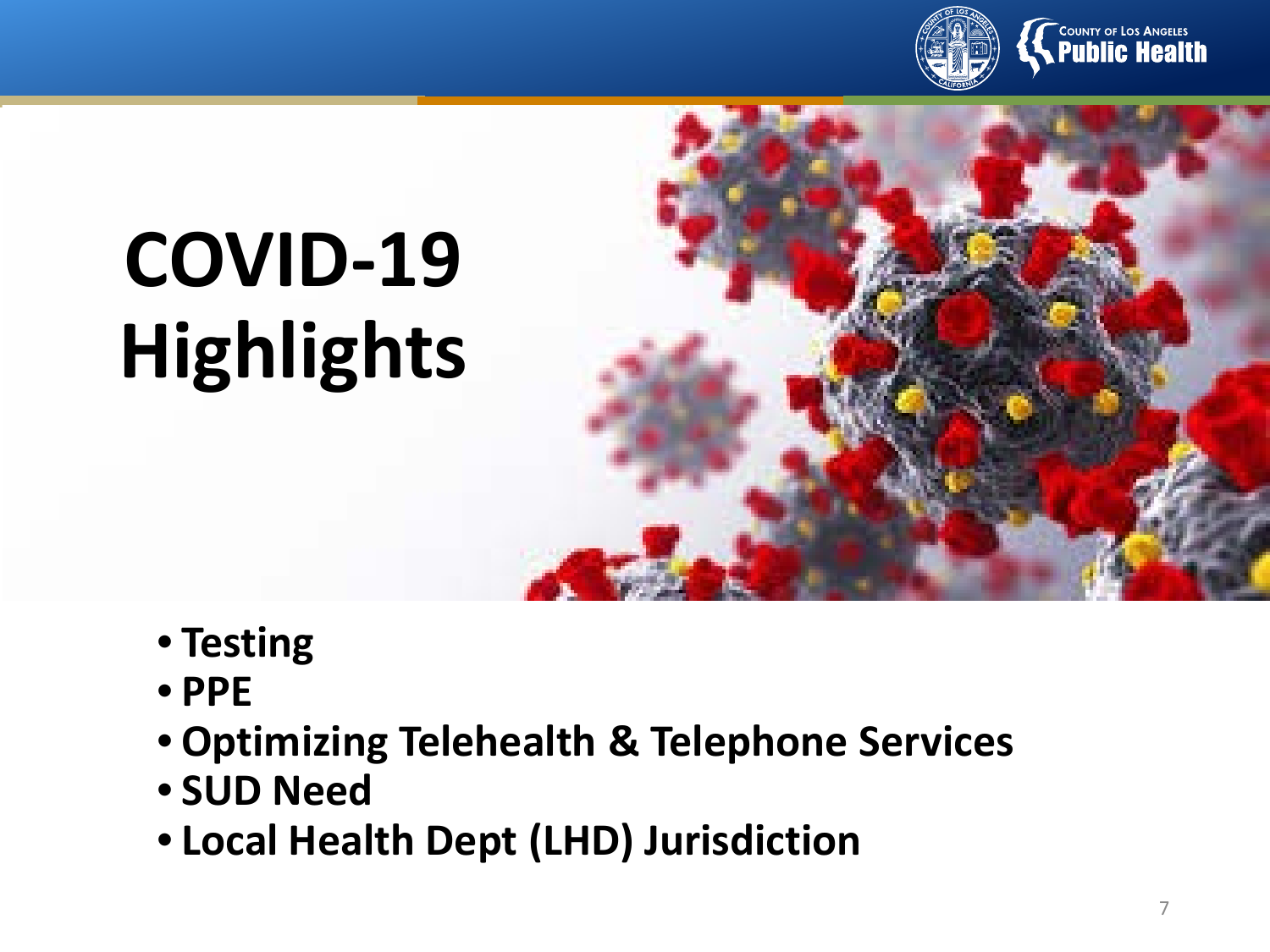# COVID-19 Highlights

- **Testing**
- **PPE**
- **Optimizing Telehealth & Telephone Services**
- **SUD Need**
- **Local Health Dept (LHD) Jurisdiction**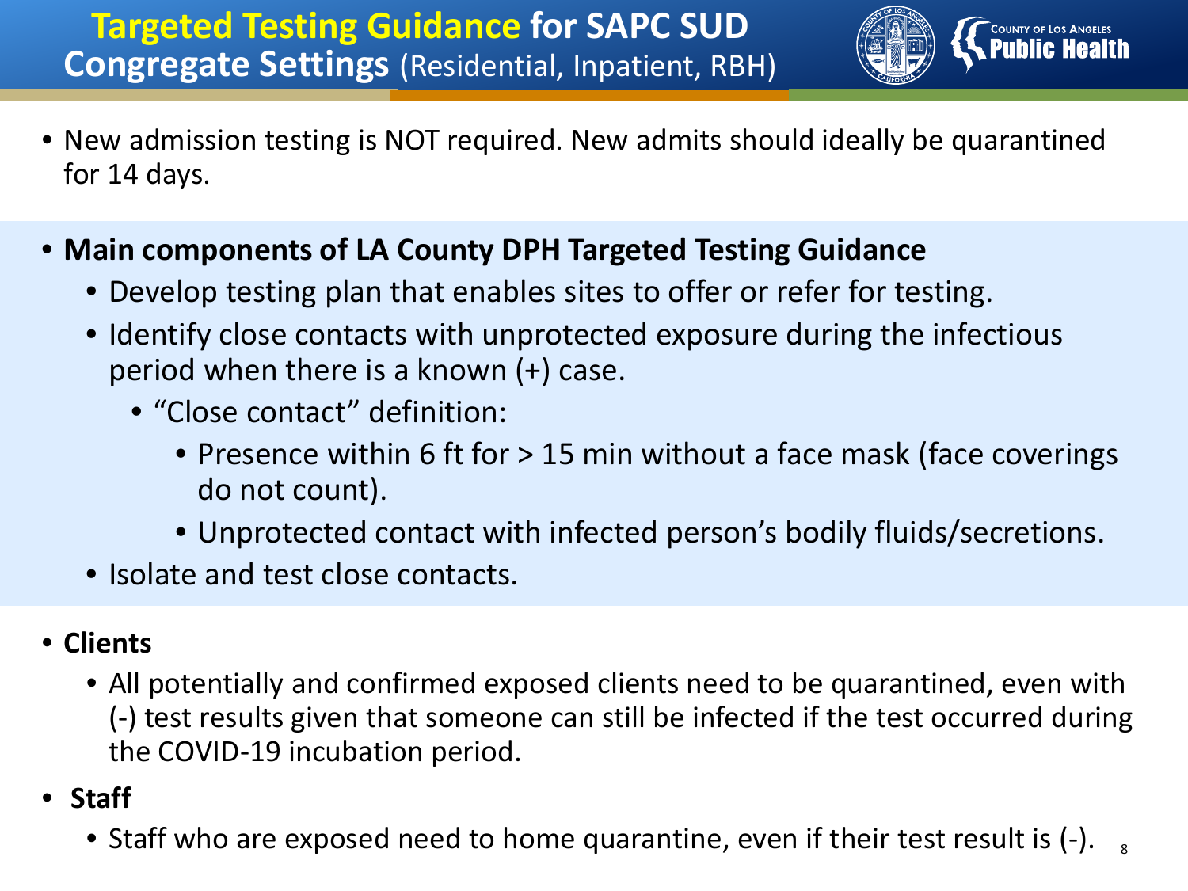# Targeted Testing Guidance for SAPC SUD Congregate Settings (Residential, Inpatient, RBH)

- New admission testing is NOT required. New admits should ideally be quarantined for 14 days.

- **Main components of LA County DPH Targeted Testing Guidance**
  - Develop testing plan that enables sites to offer or refer for testing.
  - Identify close contacts with unprotected exposure during the infectious period when there is a known (+) case.
    - "Close contact" definition:
      - Presence within 6 ft for > 15 min without a face mask (face coverings do not count).
      - Unprotected contact with infected person's bodily fluids/secretions.
  - Isolate and test close contacts.

- **Clients**
  - All potentially and confirmed exposed clients need to be quarantined, even with (-) test results given that someone can still be infected if the test occurred during the COVID-19 incubation period.

- **Staff**
  - Staff who are exposed need to home quarantine, even if their test result is (-).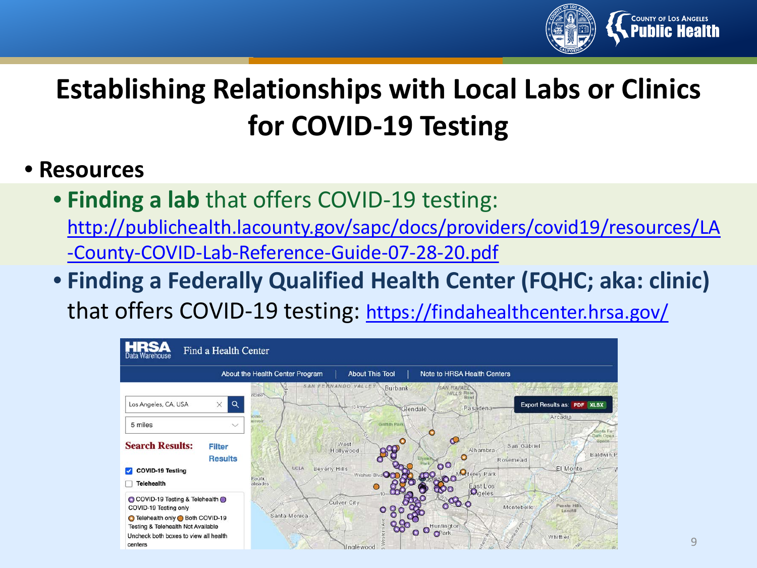# Establishing Relationships with Local Labs or Clinics for COVID-19 Testing

- **Resources**
  - **Finding a lab** that offers COVID-19 testing: http://publichealth.lacounty.gov/sapc/docs/providers/covid19/resources/LA-County-COVID-Lab-Reference-Guide-07-28-20.pdf
  - **Finding a Federally Qualified Health Center (FQHC; aka: clinic)** that offers COVID-19 testing: https://findahealthcenter.hrsa.gov/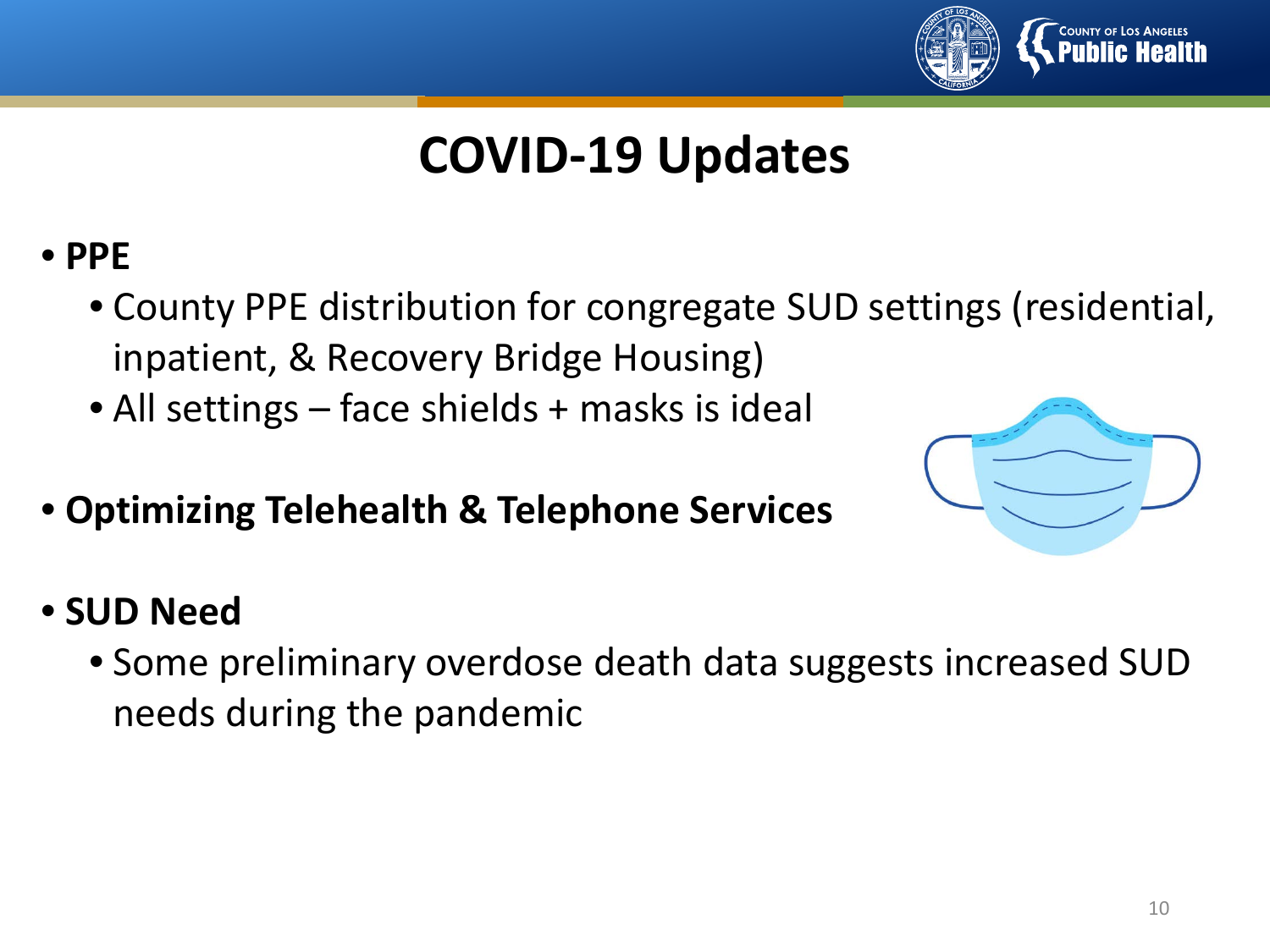# COVID-19 Updates

- **PPE**
  - County PPE distribution for congregate SUD settings (residential, inpatient, & Recovery Bridge Housing)
  - All settings – face shields + masks is ideal
- **Optimizing Telehealth & Telephone Services**
- **SUD Need**
  - Some preliminary overdose death data suggests increased SUD needs during the pandemic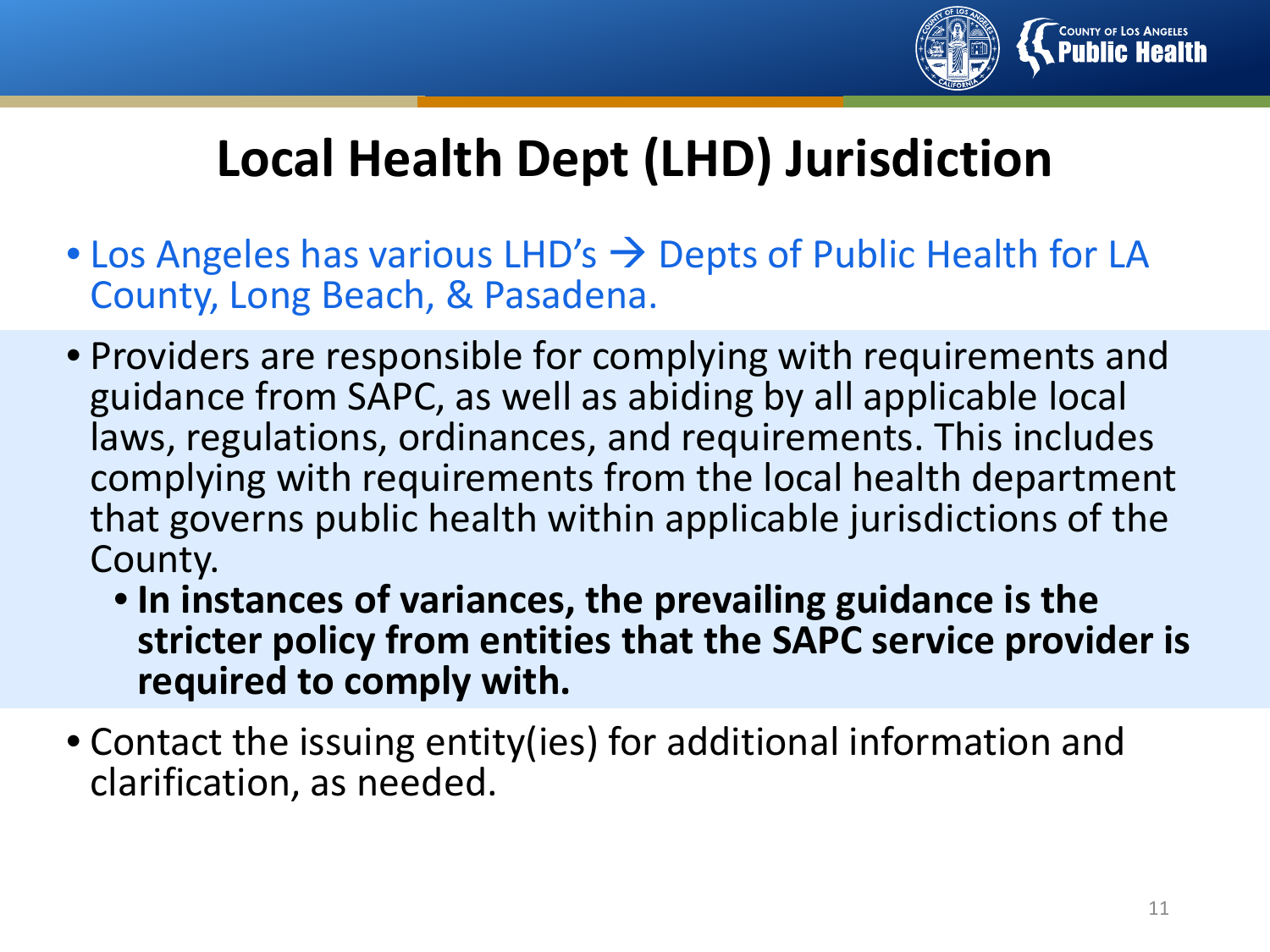# Local Health Dept (LHD) Jurisdiction

- Los Angeles has various LHD's → Depts of Public Health for LA County, Long Beach, & Pasadena.
- Providers are responsible for complying with requirements and guidance from SAPC, as well as abiding by all applicable local laws, regulations, ordinances, and requirements. This includes complying with requirements from the local health department that governs public health within applicable jurisdictions of the County.
  - **In instances of variances, the prevailing guidance is the stricter policy from entities that the SAPC service provider is required to comply with.**
- Contact the issuing entity(ies) for additional information and clarification, as needed.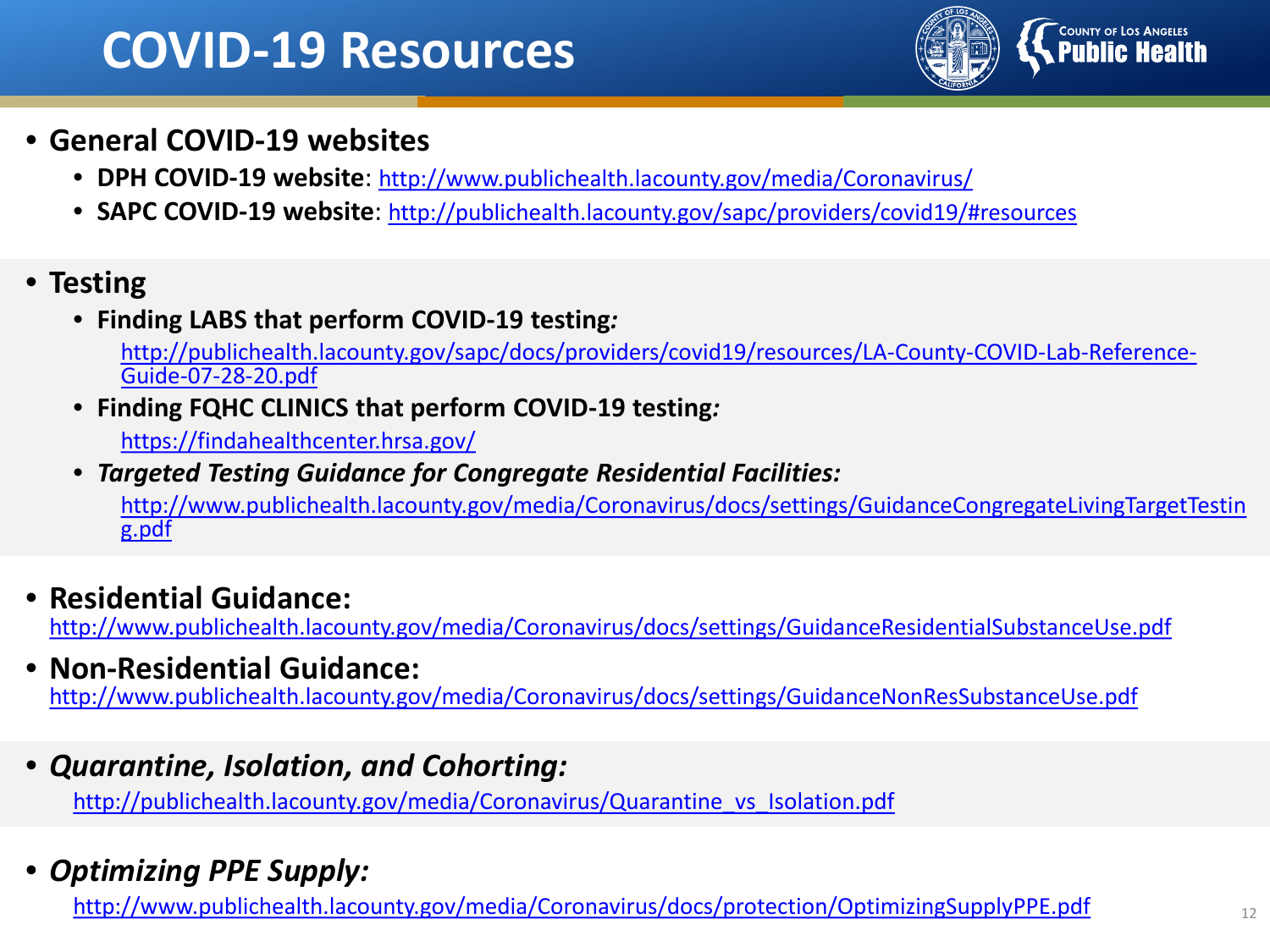# COVID-19 Resources

COUNTY OF LOS ANGELES Public Health

- **General COVID-19 websites**
  - **DPH COVID-19 website**: http://www.publichealth.lacounty.gov/media/Coronavirus/
  - **SAPC COVID-19 website**: http://publichealth.lacounty.gov/sapc/providers/covid19/#resources

- **Testing**
  - **Finding LABS that perform COVID-19 testing*:***
    http://publichealth.lacounty.gov/sapc/docs/providers/covid19/resources/LA-County-COVID-Lab-Reference-Guide-07-28-20.pdf
  - **Finding FQHC CLINICS that perform COVID-19 testing*:***
    https://findahealthcenter.hrsa.gov/
  - ***Targeted Testing Guidance for Congregate Residential Facilities:***
    http://www.publichealth.lacounty.gov/media/Coronavirus/docs/settings/GuidanceCongregateLivingTargetTesting.pdf

- **Residential Guidance:**
  http://www.publichealth.lacounty.gov/media/Coronavirus/docs/settings/GuidanceResidentialSubstanceUse.pdf

- **Non-Residential Guidance:**
  http://www.publichealth.lacounty.gov/media/Coronavirus/docs/settings/GuidanceNonResSubstanceUse.pdf

- ***Quarantine, Isolation, and Cohorting:***
  http://publichealth.lacounty.gov/media/Coronavirus/Quarantine_vs_Isolation.pdf

- ***Optimizing PPE Supply:***
  http://www.publichealth.lacounty.gov/media/Coronavirus/docs/protection/OptimizingSupplyPPE.pdf